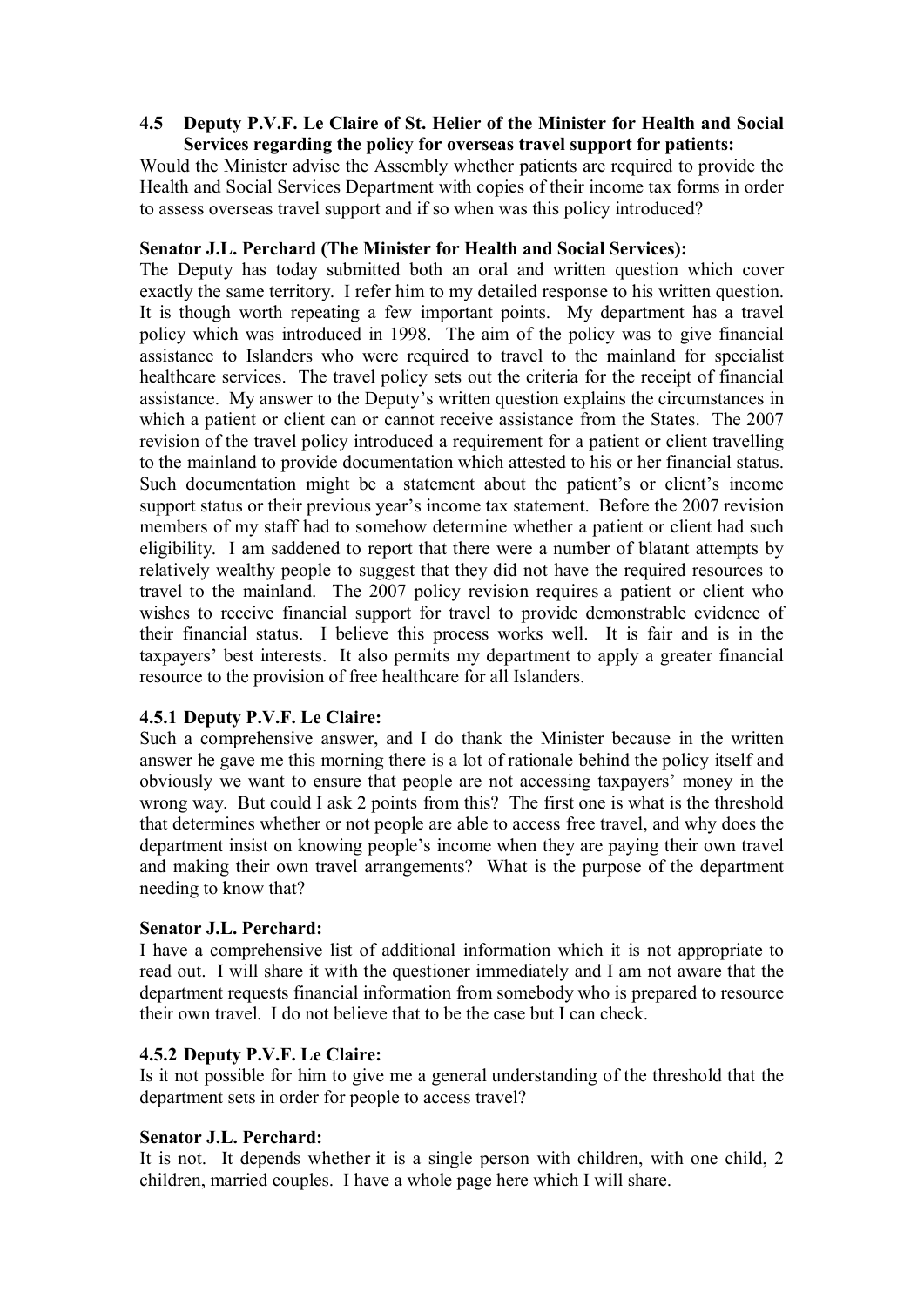### 4.5 Deputy P.V.F. Le Claire of St. Helier of the Minister for Health and Social Services regarding the policy for overseas travel support for patients:

Would the Minister advise the Assembly whether patients are required to provide the Health and Social Services Department with copies of their income tax forms in order to assess overseas travel support and if so when was this policy introduced?

**Senator J.L. Perchard (The Minister for Health and Social Services):**

The Deputy has today submitted both an oral and written question which cover exactly the same territory. I refer him to my detailed response to his written question. It is though worth repeating a few important points. My department has a travel policy which was introduced in 1998. The aim of the policy was to give financial assistance to Islanders who were required to travel to the mainland for specialist healthcare services. The travel policy sets out the criteria for the receipt of financial assistance. My answer to the Deputy's written question explains the circumstances in which a patient or client can or cannot receive assistance from the States. The 2007 revision of the travel policy introduced a requirement for a patient or client travelling to the mainland to provide documentation which attested to his or her financial status. Such documentation might be a statement about the patient's or client's income support status or their previous year's income tax statement. Before the 2007 revision members of my staff had to somehow determine whether a patient or client had such eligibility. I am saddened to report that there were a number of blatant attempts by relatively wealthy people to suggest that they did not have the required resources to travel to the mainland. The 2007 policy revision requires a patient or client who wishes to receive financial support for travel to provide demonstrable evidence of their financial status. I believe this process works well. It is fair and is in the taxpayers' best interests. It also permits my department to apply a greater financial resource to the provision of free healthcare for all Islanders.

#### 4.5.1 Deputy P.V.F. Le Claire:

Such a comprehensive answer, and I do thank the Minister because in the written answer he gave me this morning there is a lot of rationale behind the policy itself and obviously we want to ensure that people are not accessing taxpayers' money in the wrong way. But could I ask 2 points from this? The first one is what is the threshold that determines whether or not people are able to access free travel, and why does the department insist on knowing people's income when they are paying their own travel and making their own travel arrangements? What is the purpose of the department needing to know that?

**Senator J.L. Perchard:**

I have a comprehensive list of additional information which it is not appropriate to read out. I will share it with the questioner immediately and I am not aware that the department requests financial information from somebody who is prepared to resource their own travel. I do not believe that to be the case but I can check.

#### 4.5.2 Deputy P.V.F. Le Claire:

Is it not possible for him to give me a general understanding of the threshold that the department sets in order for people to access travel?

**Senator J.L. Perchard:**

It is not. It depends whether it is a single person with children, with one child, 2 children, married couples. I have a whole page here which I will share.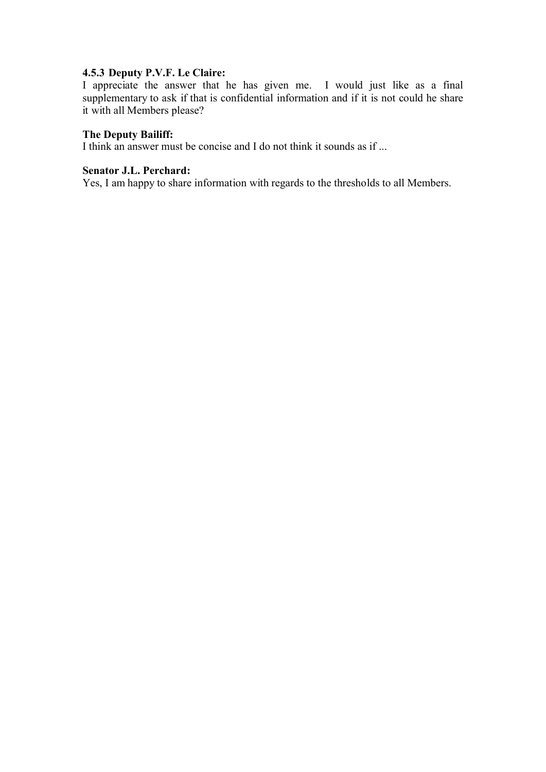#### 4.5.3 Deputy P.V.F. Le Claire:

I appreciate the answer that he has given me. I would just like as a final supplementary to ask if that is confidential information and if it is not could he share it with all Members please?

**The Deputy Bailiff:**

I think an answer must be concise and I do not think it sounds as if ...

**Senator J.L. Perchard:**

Yes, I am happy to share information with regards to the thresholds to all Members.